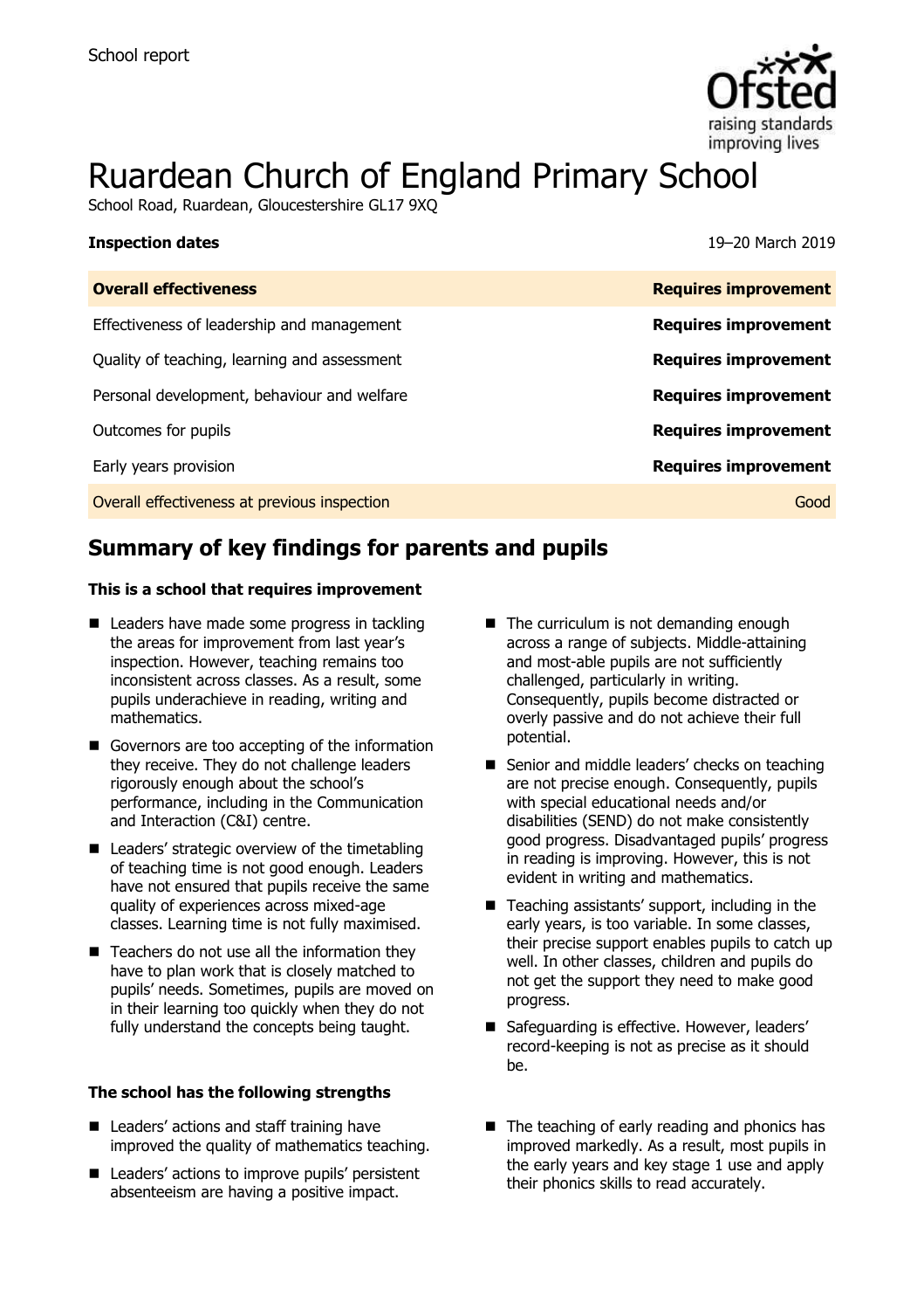School report

# Ruardean Church of England Primary School

School Road, Ruardean, Gloucestershire GL17 9XQ

**Inspection dates** 19–20 March 2019

| **Overall effectiveness** | **Requires improvement** |
| --- | --- |
| Effectiveness of leadership and management | **Requires improvement** |
| Quality of teaching, learning and assessment | **Requires improvement** |
| Personal development, behaviour and welfare | **Requires improvement** |
| Outcomes for pupils | **Requires improvement** |
| Early years provision | **Requires improvement** |
| Overall effectiveness at previous inspection | Good |

## Summary of key findings for parents and pupils

**This is a school that requires improvement**

- Leaders have made some progress in tackling the areas for improvement from last year's inspection. However, teaching remains too inconsistent across classes. As a result, some pupils underachieve in reading, writing and mathematics.
- Governors are too accepting of the information they receive. They do not challenge leaders rigorously enough about the school's performance, including in the Communication and Interaction (C&I) centre.
- Leaders' strategic overview of the timetabling of teaching time is not good enough. Leaders have not ensured that pupils receive the same quality of experiences across mixed-age classes. Learning time is not fully maximised.
- Teachers do not use all the information they have to plan work that is closely matched to pupils' needs. Sometimes, pupils are moved on in their learning too quickly when they do not fully understand the concepts being taught.
- The curriculum is not demanding enough across a range of subjects. Middle-attaining and most-able pupils are not sufficiently challenged, particularly in writing. Consequently, pupils become distracted or overly passive and do not achieve their full potential.
- Senior and middle leaders' checks on teaching are not precise enough. Consequently, pupils with special educational needs and/or disabilities (SEND) do not make consistently good progress. Disadvantaged pupils' progress in reading is improving. However, this is not evident in writing and mathematics.
- Teaching assistants' support, including in the early years, is too variable. In some classes, their precise support enables pupils to catch up well. In other classes, children and pupils do not get the support they need to make good progress.
- Safeguarding is effective. However, leaders' record-keeping is not as precise as it should be.

**The school has the following strengths**

- Leaders' actions and staff training have improved the quality of mathematics teaching.
- Leaders' actions to improve pupils' persistent absenteeism are having a positive impact.
- The teaching of early reading and phonics has improved markedly. As a result, most pupils in the early years and key stage 1 use and apply their phonics skills to read accurately.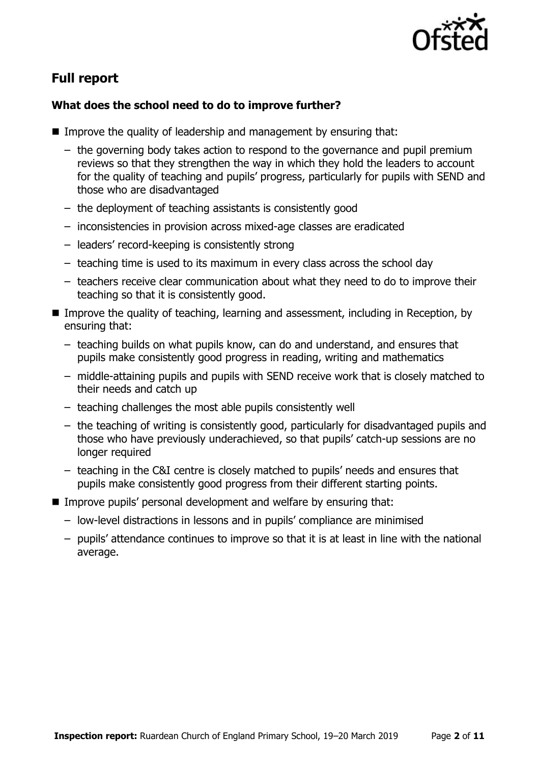## Full report

### What does the school need to do to improve further?

- Improve the quality of leadership and management by ensuring that:
  - the governing body takes action to respond to the governance and pupil premium reviews so that they strengthen the way in which they hold the leaders to account for the quality of teaching and pupils' progress, particularly for pupils with SEND and those who are disadvantaged
  - the deployment of teaching assistants is consistently good
  - inconsistencies in provision across mixed-age classes are eradicated
  - leaders' record-keeping is consistently strong
  - teaching time is used to its maximum in every class across the school day
  - teachers receive clear communication about what they need to do to improve their teaching so that it is consistently good.
- Improve the quality of teaching, learning and assessment, including in Reception, by ensuring that:
  - teaching builds on what pupils know, can do and understand, and ensures that pupils make consistently good progress in reading, writing and mathematics
  - middle-attaining pupils and pupils with SEND receive work that is closely matched to their needs and catch up
  - teaching challenges the most able pupils consistently well
  - the teaching of writing is consistently good, particularly for disadvantaged pupils and those who have previously underachieved, so that pupils' catch-up sessions are no longer required
  - teaching in the C&I centre is closely matched to pupils' needs and ensures that pupils make consistently good progress from their different starting points.
- Improve pupils' personal development and welfare by ensuring that:
  - low-level distractions in lessons and in pupils' compliance are minimised
  - pupils' attendance continues to improve so that it is at least in line with the national average.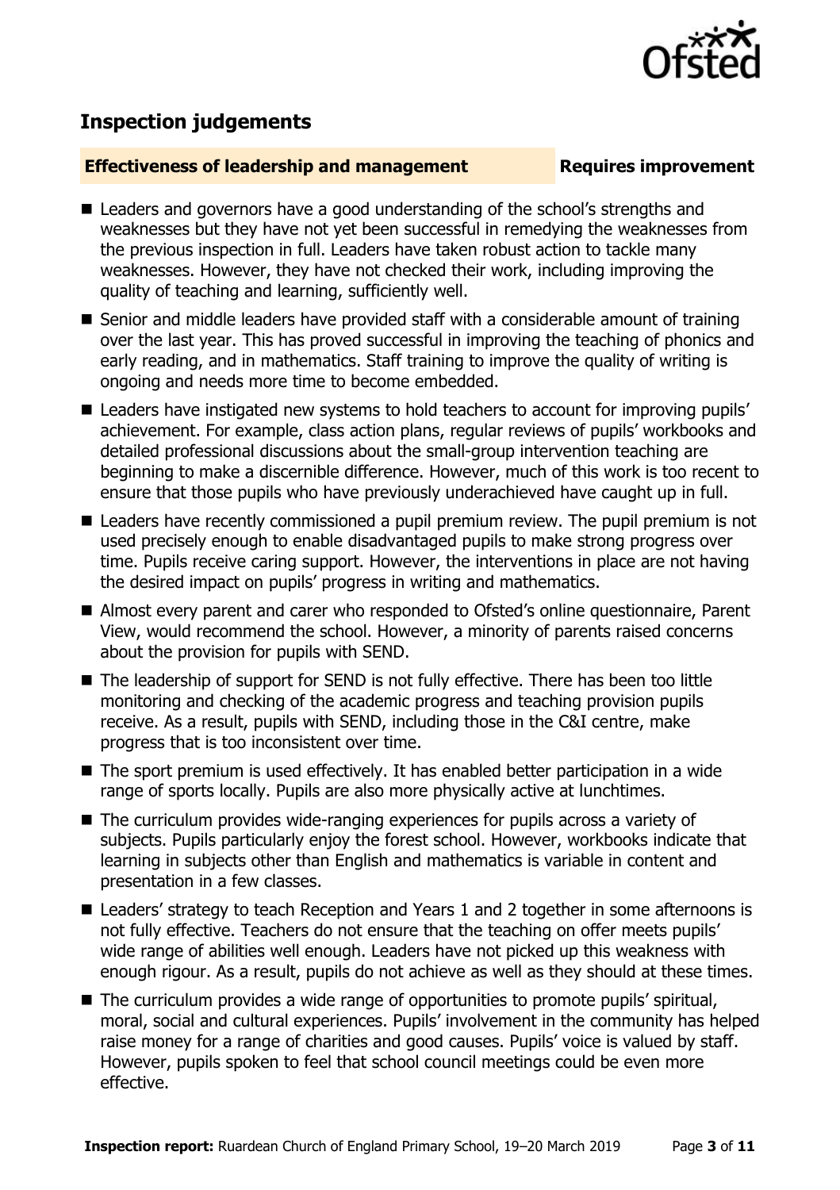## Inspection judgements

**Effectiveness of leadership and management** **Requires improvement**

- Leaders and governors have a good understanding of the school's strengths and weaknesses but they have not yet been successful in remedying the weaknesses from the previous inspection in full. Leaders have taken robust action to tackle many weaknesses. However, they have not checked their work, including improving the quality of teaching and learning, sufficiently well.
- Senior and middle leaders have provided staff with a considerable amount of training over the last year. This has proved successful in improving the teaching of phonics and early reading, and in mathematics. Staff training to improve the quality of writing is ongoing and needs more time to become embedded.
- Leaders have instigated new systems to hold teachers to account for improving pupils' achievement. For example, class action plans, regular reviews of pupils' workbooks and detailed professional discussions about the small-group intervention teaching are beginning to make a discernible difference. However, much of this work is too recent to ensure that those pupils who have previously underachieved have caught up in full.
- Leaders have recently commissioned a pupil premium review. The pupil premium is not used precisely enough to enable disadvantaged pupils to make strong progress over time. Pupils receive caring support. However, the interventions in place are not having the desired impact on pupils' progress in writing and mathematics.
- Almost every parent and carer who responded to Ofsted's online questionnaire, Parent View, would recommend the school. However, a minority of parents raised concerns about the provision for pupils with SEND.
- The leadership of support for SEND is not fully effective. There has been too little monitoring and checking of the academic progress and teaching provision pupils receive. As a result, pupils with SEND, including those in the C&I centre, make progress that is too inconsistent over time.
- The sport premium is used effectively. It has enabled better participation in a wide range of sports locally. Pupils are also more physically active at lunchtimes.
- The curriculum provides wide-ranging experiences for pupils across a variety of subjects. Pupils particularly enjoy the forest school. However, workbooks indicate that learning in subjects other than English and mathematics is variable in content and presentation in a few classes.
- Leaders' strategy to teach Reception and Years 1 and 2 together in some afternoons is not fully effective. Teachers do not ensure that the teaching on offer meets pupils' wide range of abilities well enough. Leaders have not picked up this weakness with enough rigour. As a result, pupils do not achieve as well as they should at these times.
- The curriculum provides a wide range of opportunities to promote pupils' spiritual, moral, social and cultural experiences. Pupils' involvement in the community has helped raise money for a range of charities and good causes. Pupils' voice is valued by staff. However, pupils spoken to feel that school council meetings could be even more effective.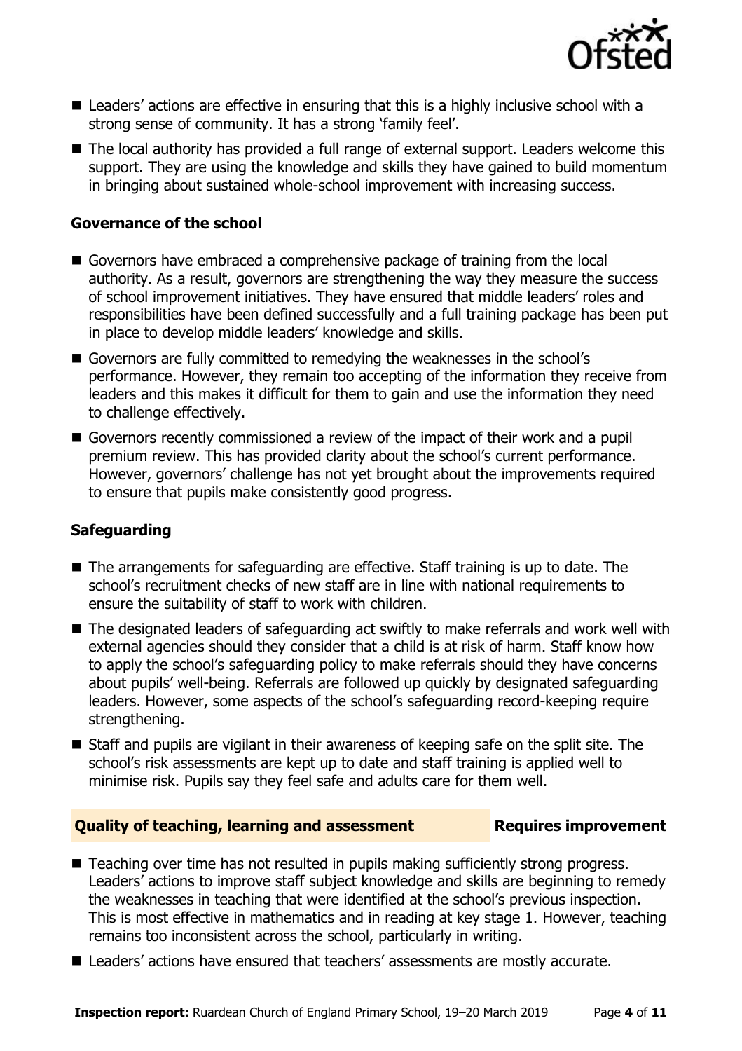- Leaders' actions are effective in ensuring that this is a highly inclusive school with a strong sense of community. It has a strong 'family feel'.
- The local authority has provided a full range of external support. Leaders welcome this support. They are using the knowledge and skills they have gained to build momentum in bringing about sustained whole-school improvement with increasing success.

### Governance of the school

- Governors have embraced a comprehensive package of training from the local authority. As a result, governors are strengthening the way they measure the success of school improvement initiatives. They have ensured that middle leaders' roles and responsibilities have been defined successfully and a full training package has been put in place to develop middle leaders' knowledge and skills.
- Governors are fully committed to remedying the weaknesses in the school's performance. However, they remain too accepting of the information they receive from leaders and this makes it difficult for them to gain and use the information they need to challenge effectively.
- Governors recently commissioned a review of the impact of their work and a pupil premium review. This has provided clarity about the school's current performance. However, governors' challenge has not yet brought about the improvements required to ensure that pupils make consistently good progress.

### Safeguarding

- The arrangements for safeguarding are effective. Staff training is up to date. The school's recruitment checks of new staff are in line with national requirements to ensure the suitability of staff to work with children.
- The designated leaders of safeguarding act swiftly to make referrals and work well with external agencies should they consider that a child is at risk of harm. Staff know how to apply the school's safeguarding policy to make referrals should they have concerns about pupils' well-being. Referrals are followed up quickly by designated safeguarding leaders. However, some aspects of the school's safeguarding record-keeping require strengthening.
- Staff and pupils are vigilant in their awareness of keeping safe on the split site. The school's risk assessments are kept up to date and staff training is applied well to minimise risk. Pupils say they feel safe and adults care for them well.

## Quality of teaching, learning and assessment — Requires improvement

- Teaching over time has not resulted in pupils making sufficiently strong progress. Leaders' actions to improve staff subject knowledge and skills are beginning to remedy the weaknesses in teaching that were identified at the school's previous inspection. This is most effective in mathematics and in reading at key stage 1. However, teaching remains too inconsistent across the school, particularly in writing.
- Leaders' actions have ensured that teachers' assessments are mostly accurate.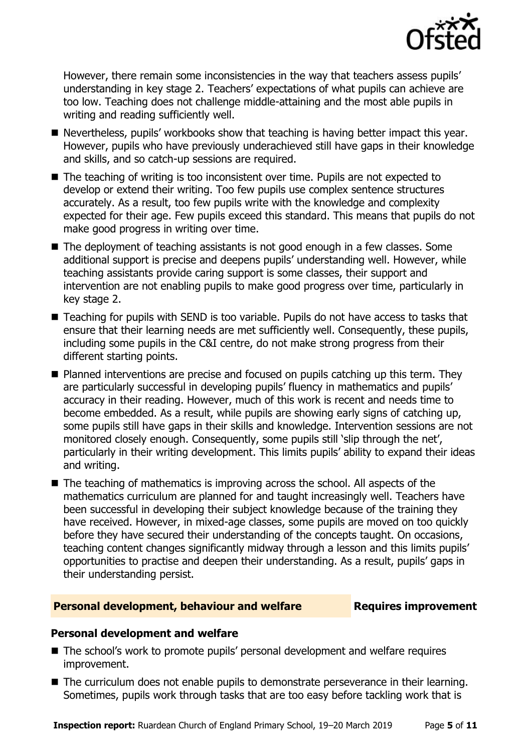However, there remain some inconsistencies in the way that teachers assess pupils' understanding in key stage 2. Teachers' expectations of what pupils can achieve are too low. Teaching does not challenge middle-attaining and the most able pupils in writing and reading sufficiently well.

- Nevertheless, pupils' workbooks show that teaching is having better impact this year. However, pupils who have previously underachieved still have gaps in their knowledge and skills, and so catch-up sessions are required.
- The teaching of writing is too inconsistent over time. Pupils are not expected to develop or extend their writing. Too few pupils use complex sentence structures accurately. As a result, too few pupils write with the knowledge and complexity expected for their age. Few pupils exceed this standard. This means that pupils do not make good progress in writing over time.
- The deployment of teaching assistants is not good enough in a few classes. Some additional support is precise and deepens pupils' understanding well. However, while teaching assistants provide caring support is some classes, their support and intervention are not enabling pupils to make good progress over time, particularly in key stage 2.
- Teaching for pupils with SEND is too variable. Pupils do not have access to tasks that ensure that their learning needs are met sufficiently well. Consequently, these pupils, including some pupils in the C&I centre, do not make strong progress from their different starting points.
- Planned interventions are precise and focused on pupils catching up this term. They are particularly successful in developing pupils' fluency in mathematics and pupils' accuracy in their reading. However, much of this work is recent and needs time to become embedded. As a result, while pupils are showing early signs of catching up, some pupils still have gaps in their skills and knowledge. Intervention sessions are not monitored closely enough. Consequently, some pupils still 'slip through the net', particularly in their writing development. This limits pupils' ability to expand their ideas and writing.
- The teaching of mathematics is improving across the school. All aspects of the mathematics curriculum are planned for and taught increasingly well. Teachers have been successful in developing their subject knowledge because of the training they have received. However, in mixed-age classes, some pupils are moved on too quickly before they have secured their understanding of the concepts taught. On occasions, teaching content changes significantly midway through a lesson and this limits pupils' opportunities to practise and deepen their understanding. As a result, pupils' gaps in their understanding persist.

## Personal development, behaviour and welfare — Requires improvement

### Personal development and welfare

- The school's work to promote pupils' personal development and welfare requires improvement.
- The curriculum does not enable pupils to demonstrate perseverance in their learning. Sometimes, pupils work through tasks that are too easy before tackling work that is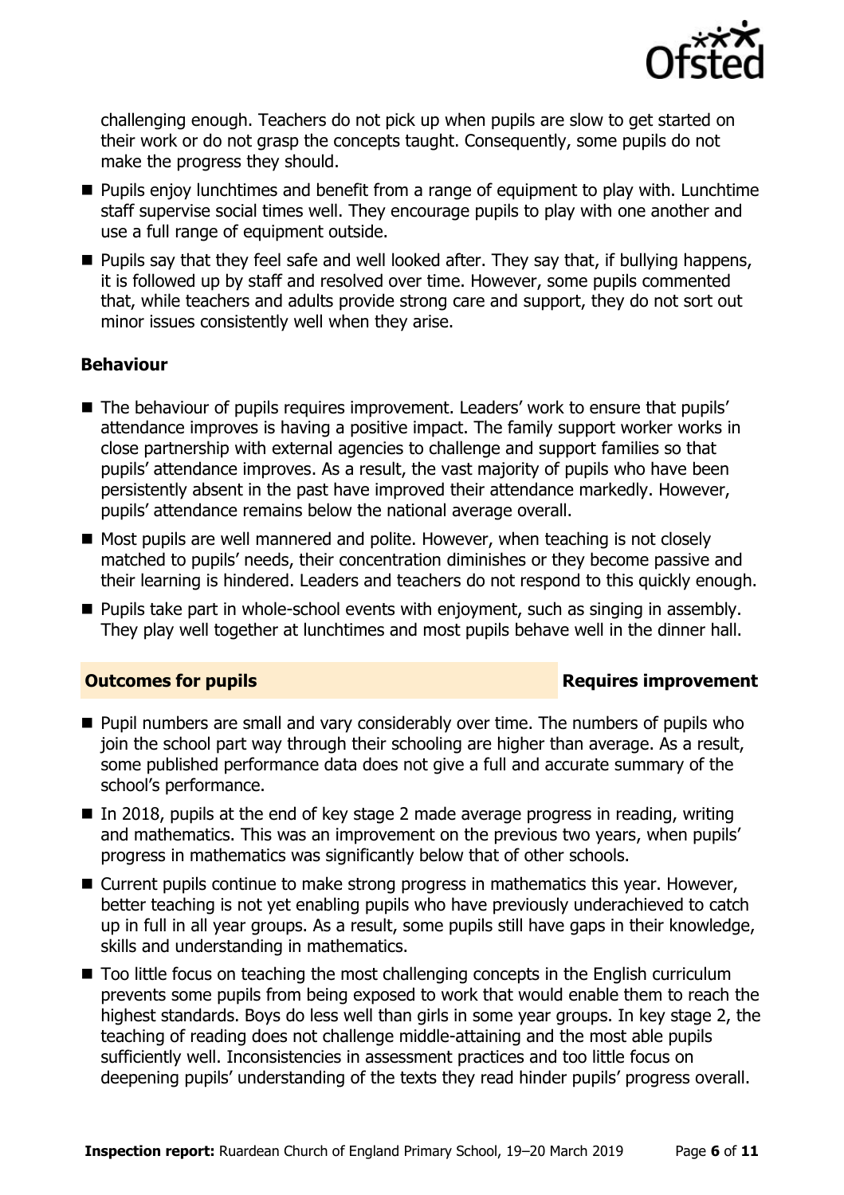challenging enough. Teachers do not pick up when pupils are slow to get started on their work or do not grasp the concepts taught. Consequently, some pupils do not make the progress they should.

- Pupils enjoy lunchtimes and benefit from a range of equipment to play with. Lunchtime staff supervise social times well. They encourage pupils to play with one another and use a full range of equipment outside.
- Pupils say that they feel safe and well looked after. They say that, if bullying happens, it is followed up by staff and resolved over time. However, some pupils commented that, while teachers and adults provide strong care and support, they do not sort out minor issues consistently well when they arise.

### Behaviour

- The behaviour of pupils requires improvement. Leaders' work to ensure that pupils' attendance improves is having a positive impact. The family support worker works in close partnership with external agencies to challenge and support families so that pupils' attendance improves. As a result, the vast majority of pupils who have been persistently absent in the past have improved their attendance markedly. However, pupils' attendance remains below the national average overall.
- Most pupils are well mannered and polite. However, when teaching is not closely matched to pupils' needs, their concentration diminishes or they become passive and their learning is hindered. Leaders and teachers do not respond to this quickly enough.
- Pupils take part in whole-school events with enjoyment, such as singing in assembly. They play well together at lunchtimes and most pupils behave well in the dinner hall.

## Outcomes for pupils — Requires improvement

- Pupil numbers are small and vary considerably over time. The numbers of pupils who join the school part way through their schooling are higher than average. As a result, some published performance data does not give a full and accurate summary of the school's performance.
- In 2018, pupils at the end of key stage 2 made average progress in reading, writing and mathematics. This was an improvement on the previous two years, when pupils' progress in mathematics was significantly below that of other schools.
- Current pupils continue to make strong progress in mathematics this year. However, better teaching is not yet enabling pupils who have previously underachieved to catch up in full in all year groups. As a result, some pupils still have gaps in their knowledge, skills and understanding in mathematics.
- Too little focus on teaching the most challenging concepts in the English curriculum prevents some pupils from being exposed to work that would enable them to reach the highest standards. Boys do less well than girls in some year groups. In key stage 2, the teaching of reading does not challenge middle-attaining and the most able pupils sufficiently well. Inconsistencies in assessment practices and too little focus on deepening pupils' understanding of the texts they read hinder pupils' progress overall.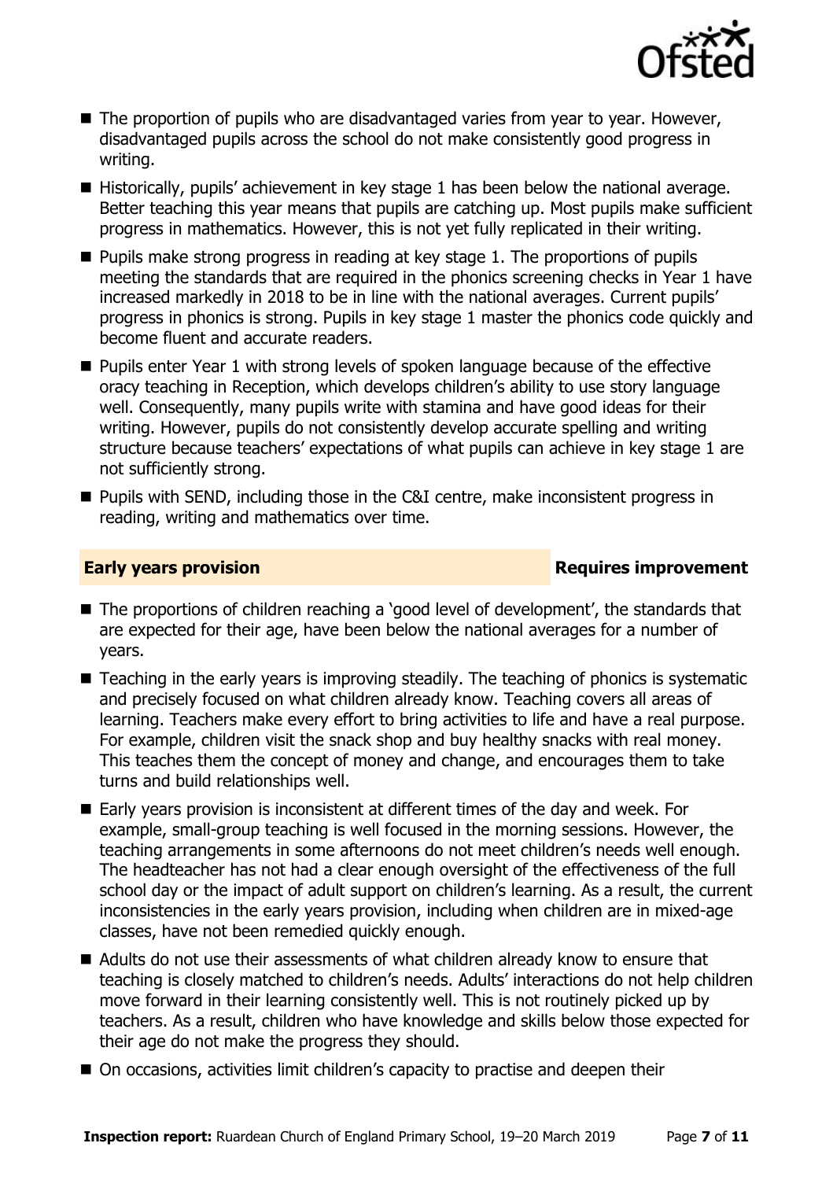- The proportion of pupils who are disadvantaged varies from year to year. However, disadvantaged pupils across the school do not make consistently good progress in writing.
- Historically, pupils' achievement in key stage 1 has been below the national average. Better teaching this year means that pupils are catching up. Most pupils make sufficient progress in mathematics. However, this is not yet fully replicated in their writing.
- Pupils make strong progress in reading at key stage 1. The proportions of pupils meeting the standards that are required in the phonics screening checks in Year 1 have increased markedly in 2018 to be in line with the national averages. Current pupils' progress in phonics is strong. Pupils in key stage 1 master the phonics code quickly and become fluent and accurate readers.
- Pupils enter Year 1 with strong levels of spoken language because of the effective oracy teaching in Reception, which develops children's ability to use story language well. Consequently, many pupils write with stamina and have good ideas for their writing. However, pupils do not consistently develop accurate spelling and writing structure because teachers' expectations of what pupils can achieve in key stage 1 are not sufficiently strong.
- Pupils with SEND, including those in the C&I centre, make inconsistent progress in reading, writing and mathematics over time.

## Early years provision — Requires improvement

- The proportions of children reaching a 'good level of development', the standards that are expected for their age, have been below the national averages for a number of years.
- Teaching in the early years is improving steadily. The teaching of phonics is systematic and precisely focused on what children already know. Teaching covers all areas of learning. Teachers make every effort to bring activities to life and have a real purpose. For example, children visit the snack shop and buy healthy snacks with real money. This teaches them the concept of money and change, and encourages them to take turns and build relationships well.
- Early years provision is inconsistent at different times of the day and week. For example, small-group teaching is well focused in the morning sessions. However, the teaching arrangements in some afternoons do not meet children's needs well enough. The headteacher has not had a clear enough oversight of the effectiveness of the full school day or the impact of adult support on children's learning. As a result, the current inconsistencies in the early years provision, including when children are in mixed-age classes, have not been remedied quickly enough.
- Adults do not use their assessments of what children already know to ensure that teaching is closely matched to children's needs. Adults' interactions do not help children move forward in their learning consistently well. This is not routinely picked up by teachers. As a result, children who have knowledge and skills below those expected for their age do not make the progress they should.
- On occasions, activities limit children's capacity to practise and deepen their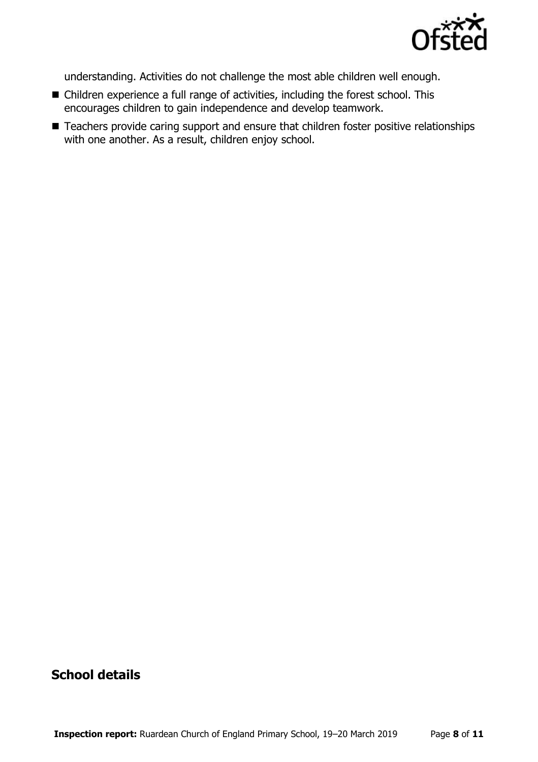understanding. Activities do not challenge the most able children well enough.

- Children experience a full range of activities, including the forest school. This encourages children to gain independence and develop teamwork.
- Teachers provide caring support and ensure that children foster positive relationships with one another. As a result, children enjoy school.

## School details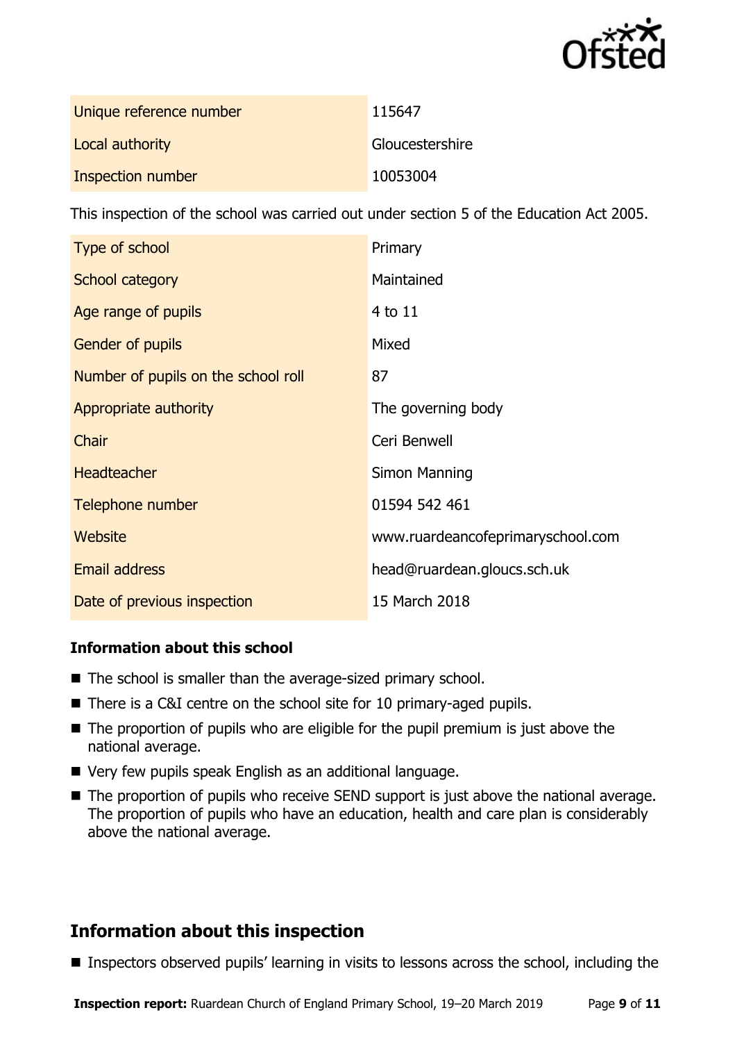| | |
|---|---|
| Unique reference number | 115647 |
| Local authority | Gloucestershire |
| Inspection number | 10053004 |

This inspection of the school was carried out under section 5 of the Education Act 2005.

| | |
|---|---|
| Type of school | Primary |
| School category | Maintained |
| Age range of pupils | 4 to 11 |
| Gender of pupils | Mixed |
| Number of pupils on the school roll | 87 |
| Appropriate authority | The governing body |
| Chair | Ceri Benwell |
| Headteacher | Simon Manning |
| Telephone number | 01594 542 461 |
| Website | www.ruardeancofeprimaryschool.com |
| Email address | head@ruardean.gloucs.sch.uk |
| Date of previous inspection | 15 March 2018 |

### Information about this school

- The school is smaller than the average-sized primary school.
- There is a C&I centre on the school site for 10 primary-aged pupils.
- The proportion of pupils who are eligible for the pupil premium is just above the national average.
- Very few pupils speak English as an additional language.
- The proportion of pupils who receive SEND support is just above the national average. The proportion of pupils who have an education, health and care plan is considerably above the national average.

## Information about this inspection

- Inspectors observed pupils' learning in visits to lessons across the school, including the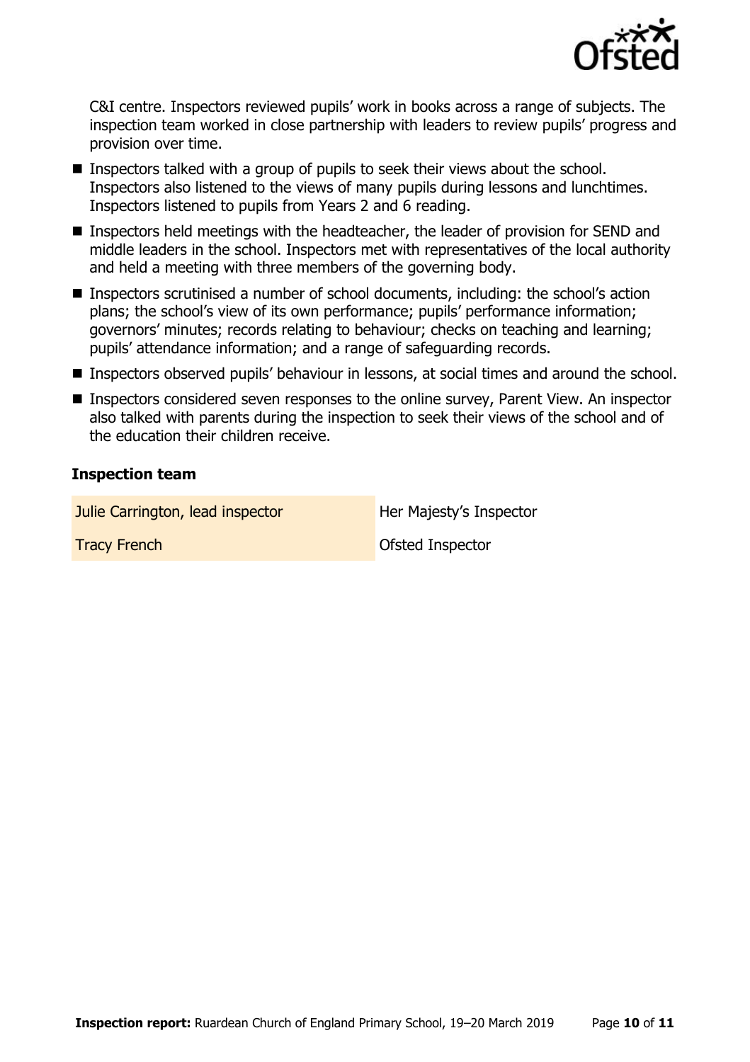C&I centre. Inspectors reviewed pupils' work in books across a range of subjects. The inspection team worked in close partnership with leaders to review pupils' progress and provision over time.

- Inspectors talked with a group of pupils to seek their views about the school. Inspectors also listened to the views of many pupils during lessons and lunchtimes. Inspectors listened to pupils from Years 2 and 6 reading.
- Inspectors held meetings with the headteacher, the leader of provision for SEND and middle leaders in the school. Inspectors met with representatives of the local authority and held a meeting with three members of the governing body.
- Inspectors scrutinised a number of school documents, including: the school's action plans; the school's view of its own performance; pupils' performance information; governors' minutes; records relating to behaviour; checks on teaching and learning; pupils' attendance information; and a range of safeguarding records.
- Inspectors observed pupils' behaviour in lessons, at social times and around the school.
- Inspectors considered seven responses to the online survey, Parent View. An inspector also talked with parents during the inspection to seek their views of the school and of the education their children receive.

### Inspection team

| | |
|---|---|
| Julie Carrington, lead inspector | Her Majesty's Inspector |
| Tracy French | Ofsted Inspector |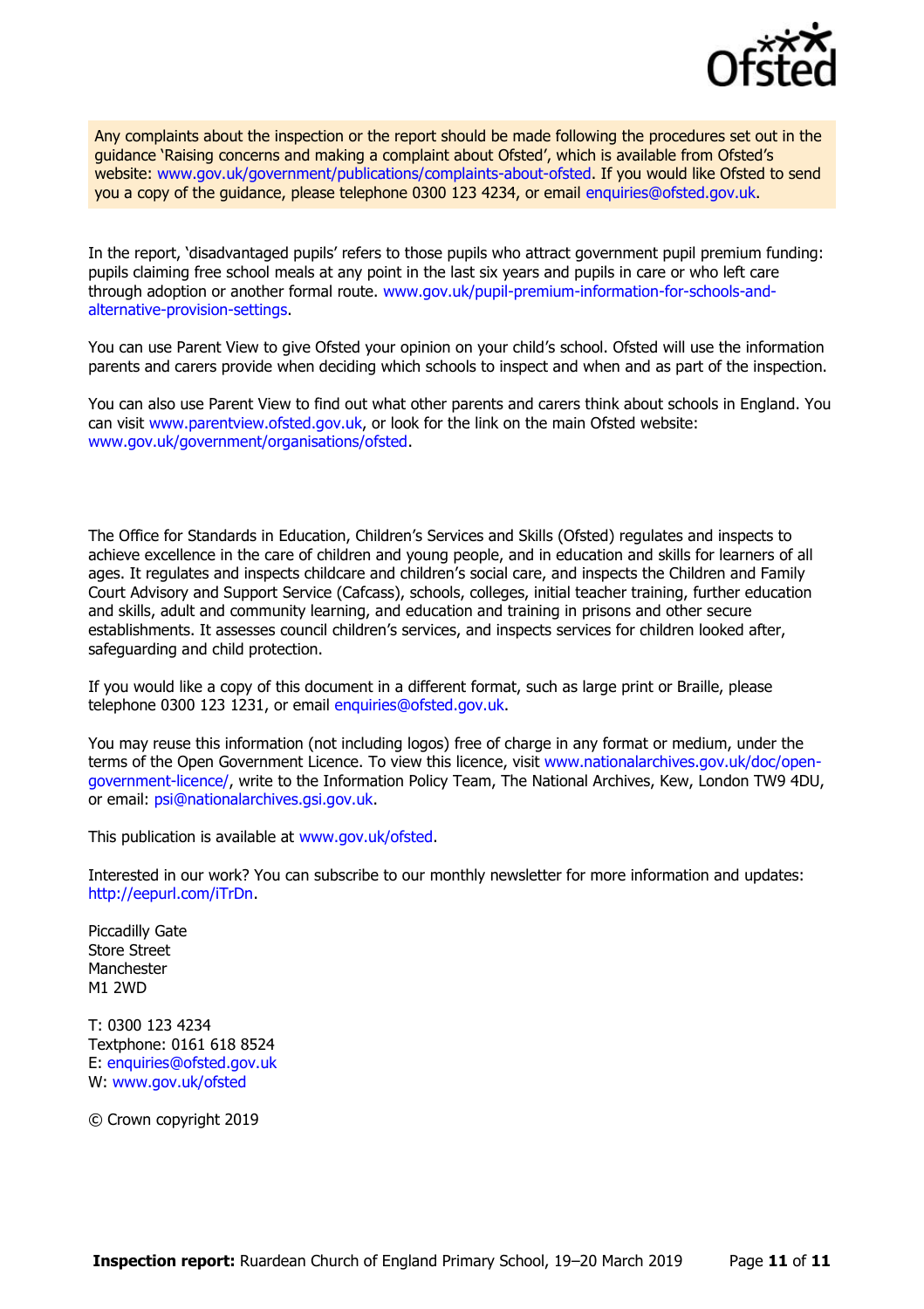Any complaints about the inspection or the report should be made following the procedures set out in the guidance 'Raising concerns and making a complaint about Ofsted', which is available from Ofsted's website: www.gov.uk/government/publications/complaints-about-ofsted. If you would like Ofsted to send you a copy of the guidance, please telephone 0300 123 4234, or email enquiries@ofsted.gov.uk.

In the report, 'disadvantaged pupils' refers to those pupils who attract government pupil premium funding: pupils claiming free school meals at any point in the last six years and pupils in care or who left care through adoption or another formal route. www.gov.uk/pupil-premium-information-for-schools-and-alternative-provision-settings.

You can use Parent View to give Ofsted your opinion on your child's school. Ofsted will use the information parents and carers provide when deciding which schools to inspect and when and as part of the inspection.

You can also use Parent View to find out what other parents and carers think about schools in England. You can visit www.parentview.ofsted.gov.uk, or look for the link on the main Ofsted website: www.gov.uk/government/organisations/ofsted.

The Office for Standards in Education, Children's Services and Skills (Ofsted) regulates and inspects to achieve excellence in the care of children and young people, and in education and skills for learners of all ages. It regulates and inspects childcare and children's social care, and inspects the Children and Family Court Advisory and Support Service (Cafcass), schools, colleges, initial teacher training, further education and skills, adult and community learning, and education and training in prisons and other secure establishments. It assesses council children's services, and inspects services for children looked after, safeguarding and child protection.

If you would like a copy of this document in a different format, such as large print or Braille, please telephone 0300 123 1231, or email enquiries@ofsted.gov.uk.

You may reuse this information (not including logos) free of charge in any format or medium, under the terms of the Open Government Licence. To view this licence, visit www.nationalarchives.gov.uk/doc/open-government-licence/, write to the Information Policy Team, The National Archives, Kew, London TW9 4DU, or email: psi@nationalarchives.gsi.gov.uk.

This publication is available at www.gov.uk/ofsted.

Interested in our work? You can subscribe to our monthly newsletter for more information and updates: http://eepurl.com/iTrDn.

Piccadilly Gate
Store Street
Manchester
M1 2WD

T: 0300 123 4234
Textphone: 0161 618 8524
E: enquiries@ofsted.gov.uk
W: www.gov.uk/ofsted

© Crown copyright 2019